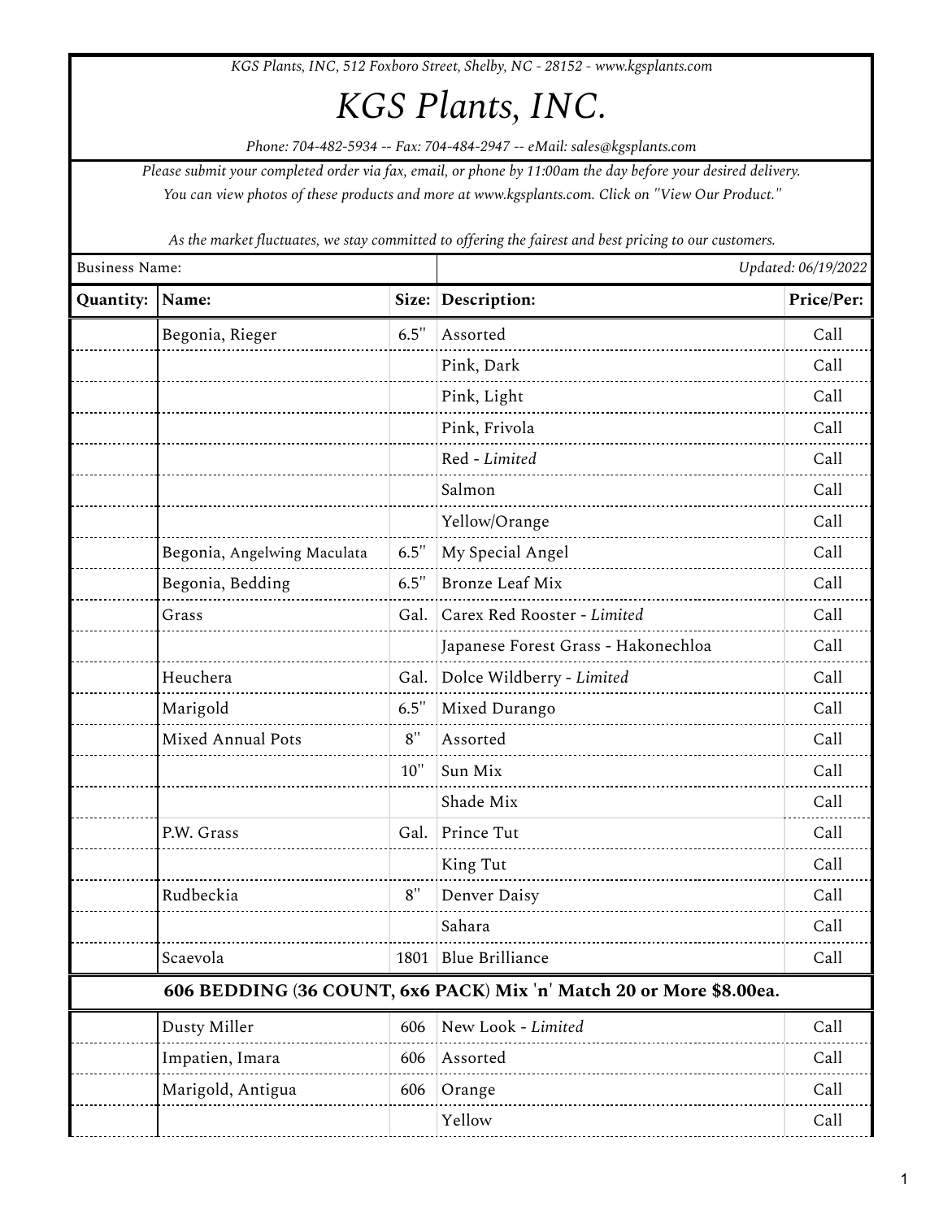*KGS Plants, INC, 512 Foxboro Street, Shelby, NC - 28152 - www.kgsplants.com*

# *KGS Plants, INC.*

*Phone: 704-482-5934 -- Fax: 704-484-2947 -- eMail: sales@kgsplants.com*

*Please submit your completed order via fax, email, or phone by 11:00am the day before your desired delivery.*

*You can view photos of these products and more at www.kgsplants.com. Click on "View Our Product."*

*As the market fluctuates, we stay committed to offering the fairest and best pricing to our customers.*

Business Name: | *Updated: 06/19/2022*

| Quantity: | Name: | Size: | Description: | Price/Per: |
|---|---|---|---|---|
| | Begonia, Rieger | 6.5" | Assorted | Call |
| | | | Pink, Dark | Call |
| | | | Pink, Light | Call |
| | | | Pink, Frivola | Call |
| | | | Red - *Limited* | Call |
| | | | Salmon | Call |
| | | | Yellow/Orange | Call |
| | Begonia, Angelwing Maculata | 6.5" | My Special Angel | Call |
| | Begonia, Bedding | 6.5" | Bronze Leaf Mix | Call |
| | Grass | Gal. | Carex Red Rooster - *Limited* | Call |
| | | | Japanese Forest Grass - Hakonechloa | Call |
| | Heuchera | Gal. | Dolce Wildberry - *Limited* | Call |
| | Marigold | 6.5" | Mixed Durango | Call |
| | Mixed Annual Pots | 8" | Assorted | Call |
| | | 10" | Sun Mix | Call |
| | | | Shade Mix | Call |
| | P.W. Grass | Gal. | Prince Tut | Call |
| | | | King Tut | Call |
| | Rudbeckia | 8" | Denver Daisy | Call |
| | | | Sahara | Call |
| | Scaevola | 1801 | Blue Brilliance | Call |
| **606 BEDDING (36 COUNT, 6x6 PACK) Mix 'n' Match 20 or More $8.00ea.** | | | | |
| | Dusty Miller | 606 | New Look - *Limited* | Call |
| | Impatien, Imara | 606 | Assorted | Call |
| | Marigold, Antigua | 606 | Orange | Call |
| | | | Yellow | Call |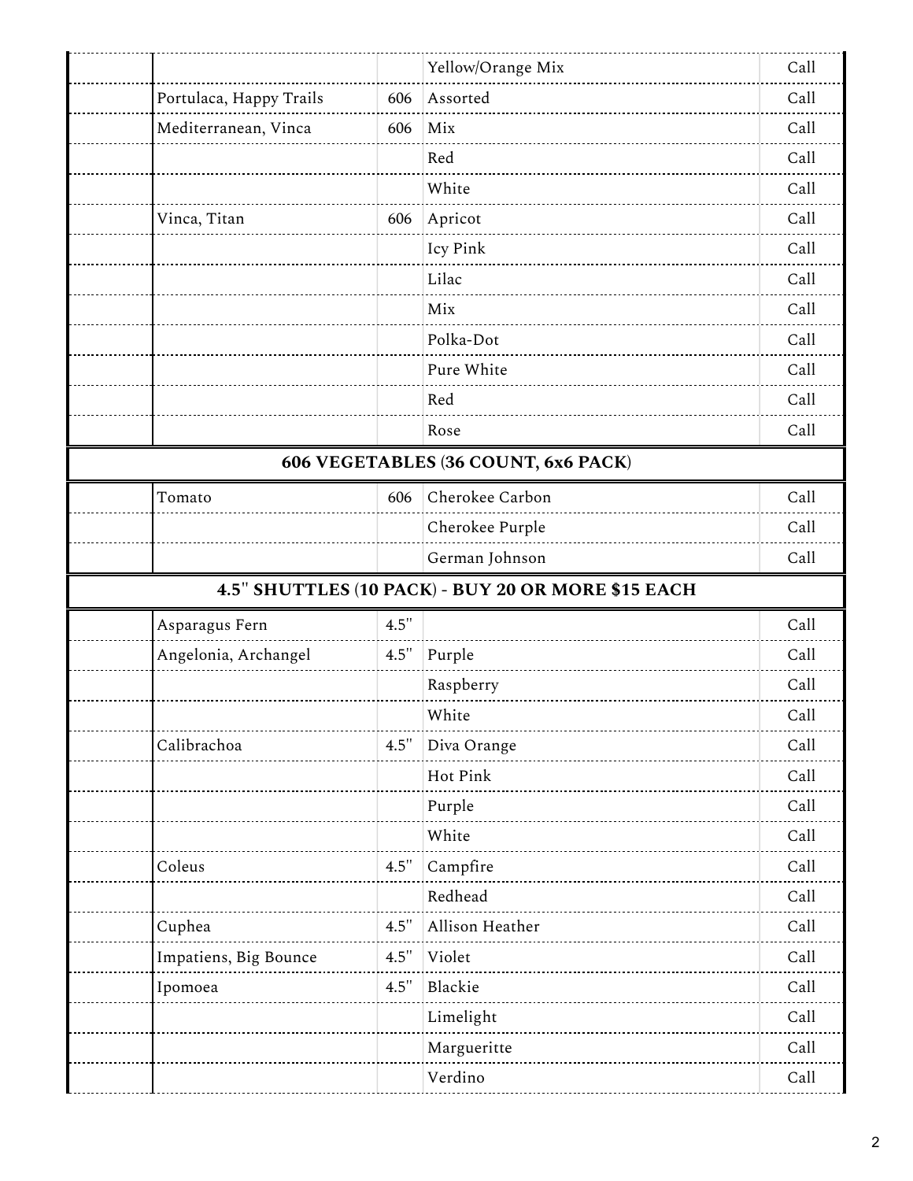| | | | | |
|---|---|---|---|---|
| | | | Yellow/Orange Mix | Call |
| | Portulaca, Happy Trails | 606 | Assorted | Call |
| | Mediterranean, Vinca | 606 | Mix | Call |
| | | | Red | Call |
| | | | White | Call |
| | Vinca, Titan | 606 | Apricot | Call |
| | | | Icy Pink | Call |
| | | | Lilac | Call |
| | | | Mix | Call |
| | | | Polka-Dot | Call |
| | | | Pure White | Call |
| | | | Red | Call |
| | | | Rose | Call |
| **606 VEGETABLES (36 COUNT, 6x6 PACK)** | | | | |
| | Tomato | 606 | Cherokee Carbon | Call |
| | | | Cherokee Purple | Call |
| | | | German Johnson | Call |
| **4.5" SHUTTLES (10 PACK) - BUY 20 OR MORE $15 EACH** | | | | |
| | Asparagus Fern | 4.5" | | Call |
| | Angelonia, Archangel | 4.5" | Purple | Call |
| | | | Raspberry | Call |
| | | | White | Call |
| | Calibrachoa | 4.5" | Diva Orange | Call |
| | | | Hot Pink | Call |
| | | | Purple | Call |
| | | | White | Call |
| | Coleus | 4.5" | Campfire | Call |
| | | | Redhead | Call |
| | Cuphea | 4.5" | Allison Heather | Call |
| | Impatiens, Big Bounce | 4.5" | Violet | Call |
| | Ipomoea | 4.5" | Blackie | Call |
| | | | Limelight | Call |
| | | | Margueritte | Call |
| | | | Verdino | Call |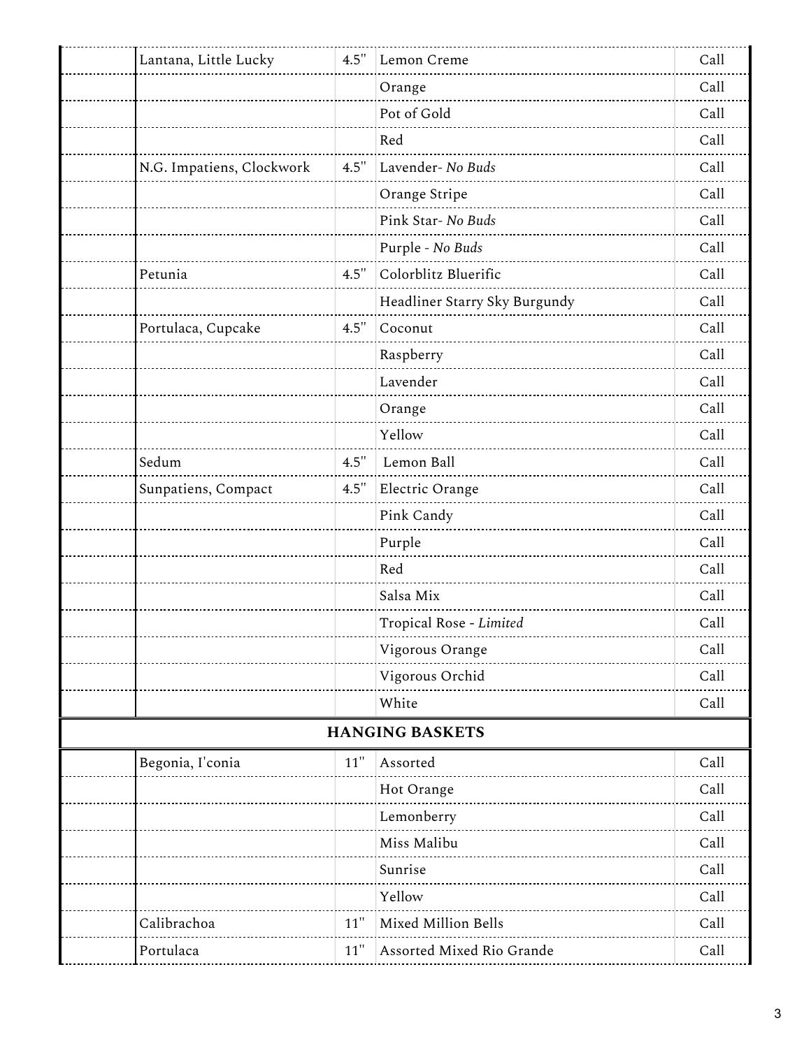| | | | | |
|---|---|---|---|---|
| | Lantana, Little Lucky | 4.5" | Lemon Creme | Call |
| | | | Orange | Call |
| | | | Pot of Gold | Call |
| | | | Red | Call |
| | N.G. Impatiens, Clockwork | 4.5" | Lavender- *No Buds* | Call |
| | | | Orange Stripe | Call |
| | | | Pink Star- *No Buds* | Call |
| | | | Purple - *No Buds* | Call |
| | Petunia | 4.5" | Colorblitz Bluerific | Call |
| | | | Headliner Starry Sky Burgundy | Call |
| | Portulaca, Cupcake | 4.5" | Coconut | Call |
| | | | Raspberry | Call |
| | | | Lavender | Call |
| | | | Orange | Call |
| | | | Yellow | Call |
| | Sedum | 4.5" | Lemon Ball | Call |
| | Sunpatiens, Compact | 4.5" | Electric Orange | Call |
| | | | Pink Candy | Call |
| | | | Purple | Call |
| | | | Red | Call |
| | | | Salsa Mix | Call |
| | | | Tropical Rose - *Limited* | Call |
| | | | Vigorous Orange | Call |
| | | | Vigorous Orchid | Call |
| | | | White | Call |
| **HANGING BASKETS** | | | | |
| | Begonia, I'conia | 11" | Assorted | Call |
| | | | Hot Orange | Call |
| | | | Lemonberry | Call |
| | | | Miss Malibu | Call |
| | | | Sunrise | Call |
| | | | Yellow | Call |
| | Calibrachoa | 11" | Mixed Million Bells | Call |
| | Portulaca | 11" | Assorted Mixed Rio Grande | Call |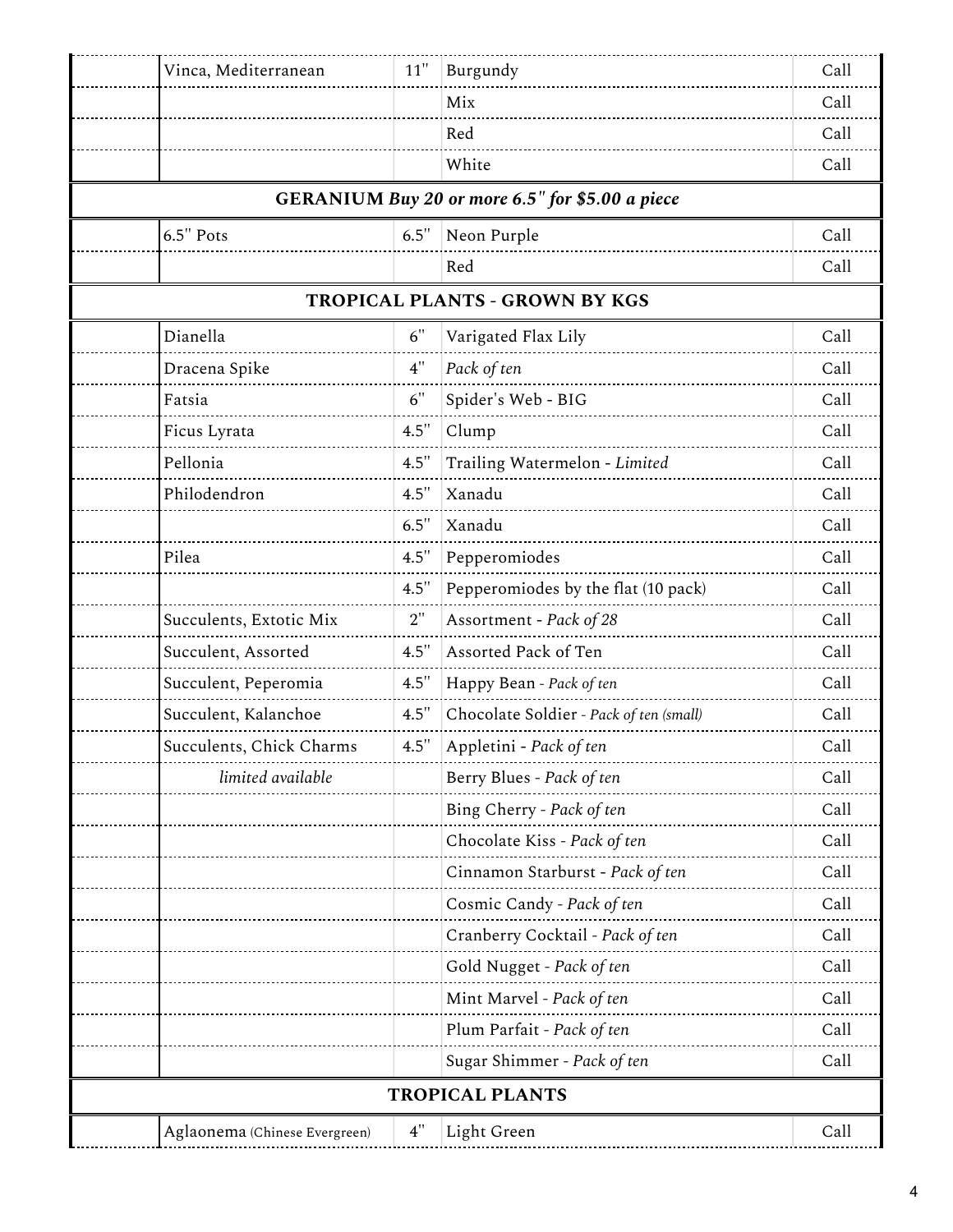| | | | | |
|---|---|---|---|---|
| | Vinca, Mediterranean | 11" | Burgundy | Call |
| | | | Mix | Call |
| | | | Red | Call |
| | | | White | Call |
| **GERANIUM** ***Buy 20 or more 6.5" for $5.00 a piece*** | | | | |
| | 6.5" Pots | 6.5" | Neon Purple | Call |
| | | | Red | Call |
| **TROPICAL PLANTS - GROWN BY KGS** | | | | |
| | Dianella | 6" | Varigated Flax Lily | Call |
| | Dracena Spike | 4" | *Pack of ten* | Call |
| | Fatsia | 6" | Spider's Web - BIG | Call |
| | Ficus Lyrata | 4.5" | Clump | Call |
| | Pellonia | 4.5" | Trailing Watermelon - *Limited* | Call |
| | Philodendron | 4.5" | Xanadu | Call |
| | | 6.5" | Xanadu | Call |
| | Pilea | 4.5" | Pepperomiodes | Call |
| | | 4.5" | Pepperomiodes by the flat (10 pack) | Call |
| | Succulents, Extotic Mix | 2" | Assortment - *Pack of 28* | Call |
| | Succulent, Assorted | 4.5" | Assorted Pack of Ten | Call |
| | Succulent, Peperomia | 4.5" | Happy Bean - *Pack of ten* | Call |
| | Succulent, Kalanchoe | 4.5" | Chocolate Soldier - *Pack of ten (small)* | Call |
| | Succulents, Chick Charms | 4.5" | Appletini - *Pack of ten* | Call |
| | *limited available* | | Berry Blues - *Pack of ten* | Call |
| | | | Bing Cherry - *Pack of ten* | Call |
| | | | Chocolate Kiss - *Pack of ten* | Call |
| | | | Cinnamon Starburst - *Pack of ten* | Call |
| | | | Cosmic Candy - *Pack of ten* | Call |
| | | | Cranberry Cocktail - *Pack of ten* | Call |
| | | | Gold Nugget - *Pack of ten* | Call |
| | | | Mint Marvel - *Pack of ten* | Call |
| | | | Plum Parfait - *Pack of ten* | Call |
| | | | Sugar Shimmer - *Pack of ten* | Call |
| **TROPICAL PLANTS** | | | | |
| | Aglaonema (Chinese Evergreen) | 4" | Light Green | Call |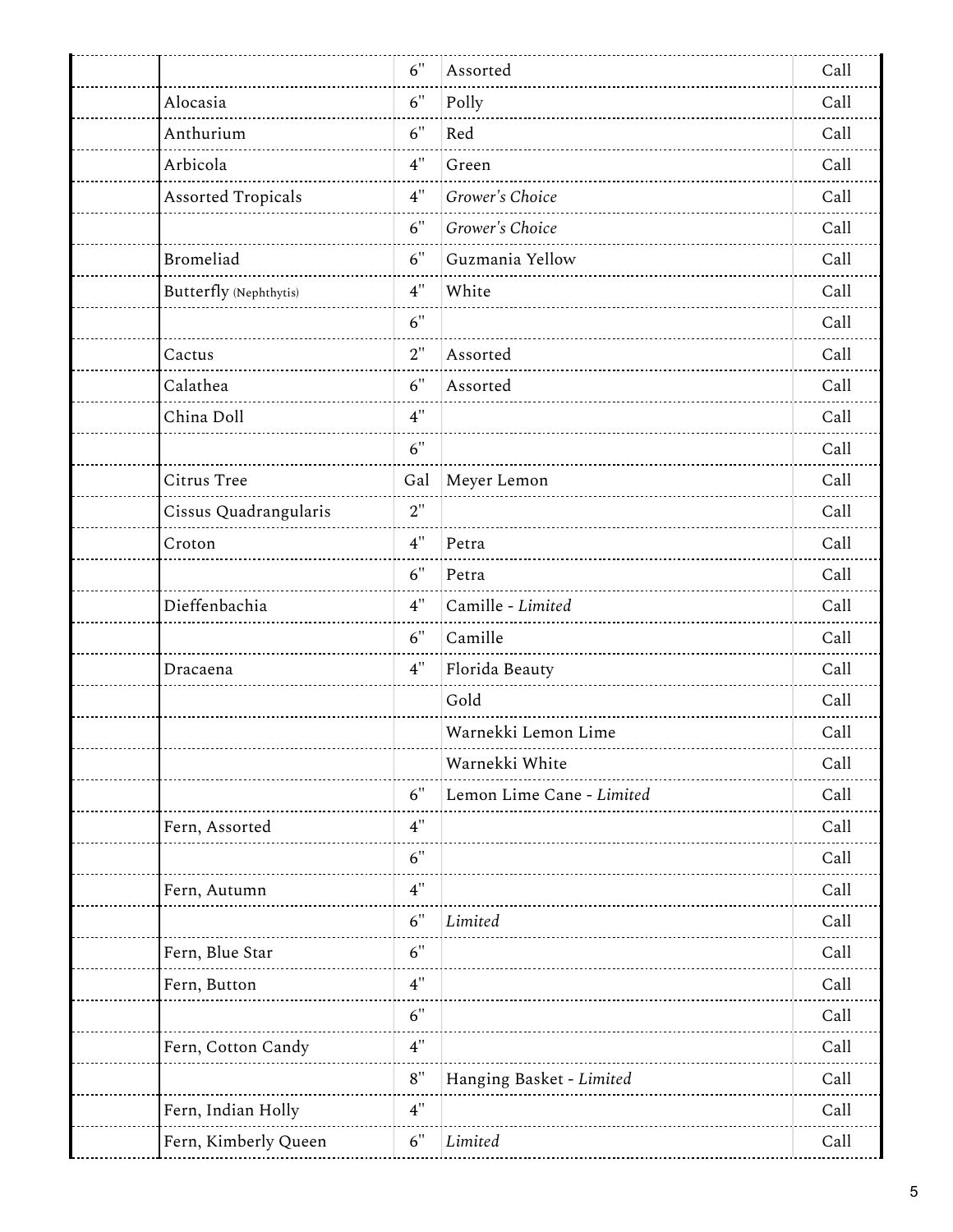| | | | | |
|---|---|---|---|---|
| | | 6" | Assorted | Call |
| | Alocasia | 6" | Polly | Call |
| | Anthurium | 6" | Red | Call |
| | Arbicola | 4" | Green | Call |
| | Assorted Tropicals | 4" | *Grower's Choice* | Call |
| | | 6" | *Grower's Choice* | Call |
| | Bromeliad | 6" | Guzmania Yellow | Call |
| | Butterfly (Nephthytis) | 4" | White | Call |
| | | 6" | | Call |
| | Cactus | 2" | Assorted | Call |
| | Calathea | 6" | Assorted | Call |
| | China Doll | 4" | | Call |
| | | 6" | | Call |
| | Citrus Tree | Gal | Meyer Lemon | Call |
| | Cissus Quadrangularis | 2" | | Call |
| | Croton | 4" | Petra | Call |
| | | 6" | Petra | Call |
| | Dieffenbachia | 4" | Camille - *Limited* | Call |
| | | 6" | Camille | Call |
| | Dracaena | 4" | Florida Beauty | Call |
| | | | Gold | Call |
| | | | Warnekki Lemon Lime | Call |
| | | | Warnekki White | Call |
| | | 6" | Lemon Lime Cane - *Limited* | Call |
| | Fern, Assorted | 4" | | Call |
| | | 6" | | Call |
| | Fern, Autumn | 4" | | Call |
| | | 6" | *Limited* | Call |
| | Fern, Blue Star | 6" | | Call |
| | Fern, Button | 4" | | Call |
| | | 6" | | Call |
| | Fern, Cotton Candy | 4" | | Call |
| | | 8" | Hanging Basket - *Limited* | Call |
| | Fern, Indian Holly | 4" | | Call |
| | Fern, Kimberly Queen | 6" | *Limited* | Call |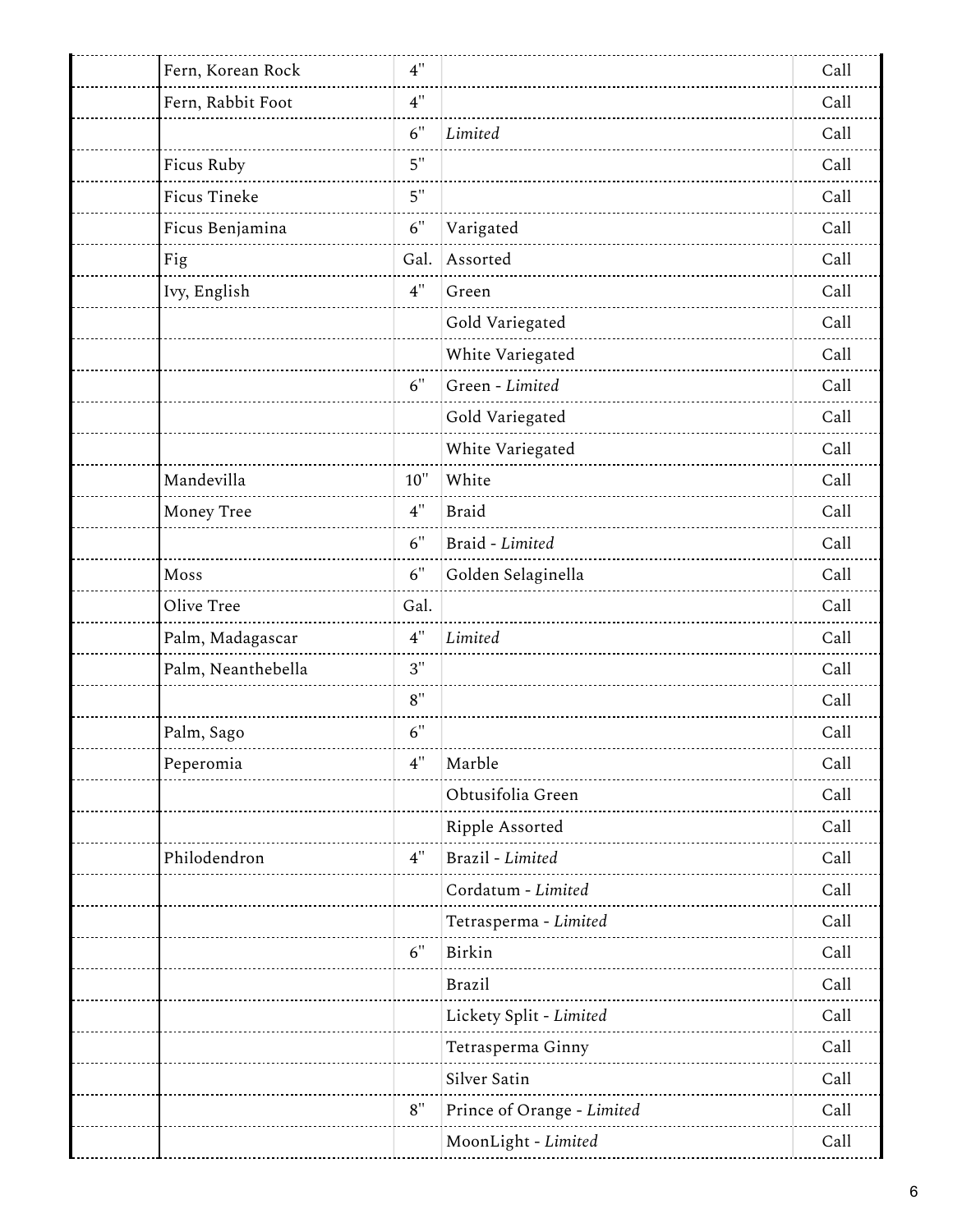| | | | | |
|---|---|---|---|---|
| | Fern, Korean Rock | 4" | | Call |
| | Fern, Rabbit Foot | 4" | | Call |
| | | 6" | *Limited* | Call |
| | Ficus Ruby | 5" | | Call |
| | Ficus Tineke | 5" | | Call |
| | Ficus Benjamina | 6" | Varigated | Call |
| | Fig | Gal. | Assorted | Call |
| | Ivy, English | 4" | Green | Call |
| | | | Gold Variegated | Call |
| | | | White Variegated | Call |
| | | 6" | Green - *Limited* | Call |
| | | | Gold Variegated | Call |
| | | | White Variegated | Call |
| | Mandevilla | 10" | White | Call |
| | Money Tree | 4" | Braid | Call |
| | | 6" | Braid - *Limited* | Call |
| | Moss | 6" | Golden Selaginella | Call |
| | Olive Tree | Gal. | | Call |
| | Palm, Madagascar | 4" | *Limited* | Call |
| | Palm, Neanthebella | 3" | | Call |
| | | 8" | | Call |
| | Palm, Sago | 6" | | Call |
| | Peperomia | 4" | Marble | Call |
| | | | Obtusifolia Green | Call |
| | | | Ripple Assorted | Call |
| | Philodendron | 4" | Brazil - *Limited* | Call |
| | | | Cordatum - *Limited* | Call |
| | | | Tetrasperma - *Limited* | Call |
| | | 6" | Birkin | Call |
| | | | Brazil | Call |
| | | | Lickety Split - *Limited* | Call |
| | | | Tetrasperma Ginny | Call |
| | | | Silver Satin | Call |
| | | 8" | Prince of Orange - *Limited* | Call |
| | | | MoonLight - *Limited* | Call |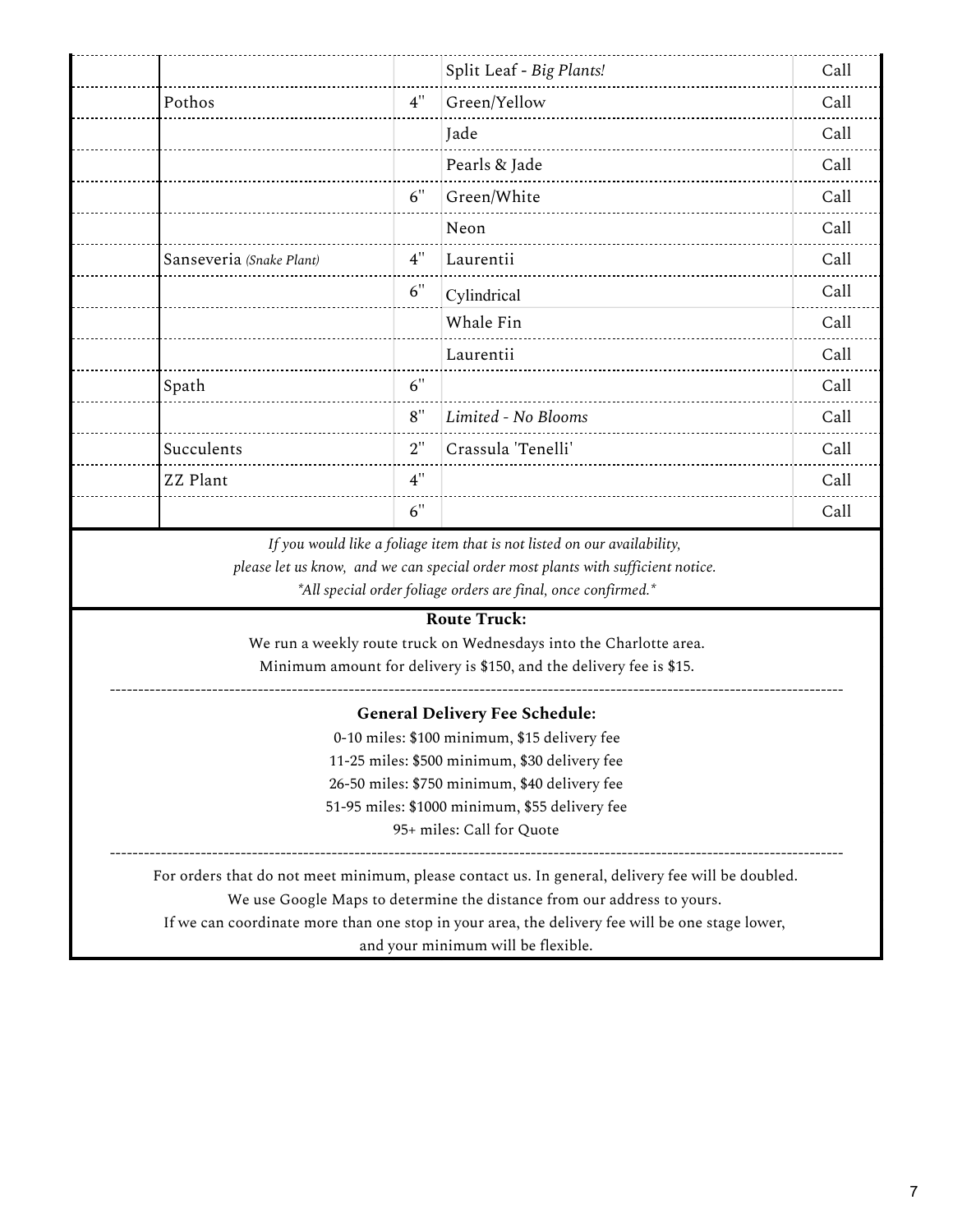| | | | | |
|---|---|---|---|---|
| | | | Split Leaf - *Big Plants!* | Call |
| | Pothos | 4" | Green/Yellow | Call |
| | | | Jade | Call |
| | | | Pearls & Jade | Call |
| | | 6" | Green/White | Call |
| | | | Neon | Call |
| | Sanseveria *(Snake Plant)* | 4" | Laurentii | Call |
| | | 6" | Cylindrical | Call |
| | | | Whale Fin | Call |
| | | | Laurentii | Call |
| | Spath | 6" | | Call |
| | | 8" | *Limited - No Blooms* | Call |
| | Succulents | 2" | Crassula 'Tenelli' | Call |
| | ZZ Plant | 4" | | Call |
| | | 6" | | Call |

*If you would like a foliage item that is not listed on our availability,*
*please let us know, and we can special order most plants with sufficient notice.*
*\*All special order foliage orders are final, once confirmed.\**

**Route Truck:**

We run a weekly route truck on Wednesdays into the Charlotte area.
Minimum amount for delivery is $150, and the delivery fee is $15.

---

**General Delivery Fee Schedule:**

0-10 miles: $100 minimum, $15 delivery fee
11-25 miles: $500 minimum, $30 delivery fee
26-50 miles: $750 minimum, $40 delivery fee
51-95 miles: $1000 minimum, $55 delivery fee
95+ miles: Call for Quote

---

For orders that do not meet minimum, please contact us. In general, delivery fee will be doubled.
We use Google Maps to determine the distance from our address to yours.
If we can coordinate more than one stop in your area, the delivery fee will be one stage lower, and your minimum will be flexible.